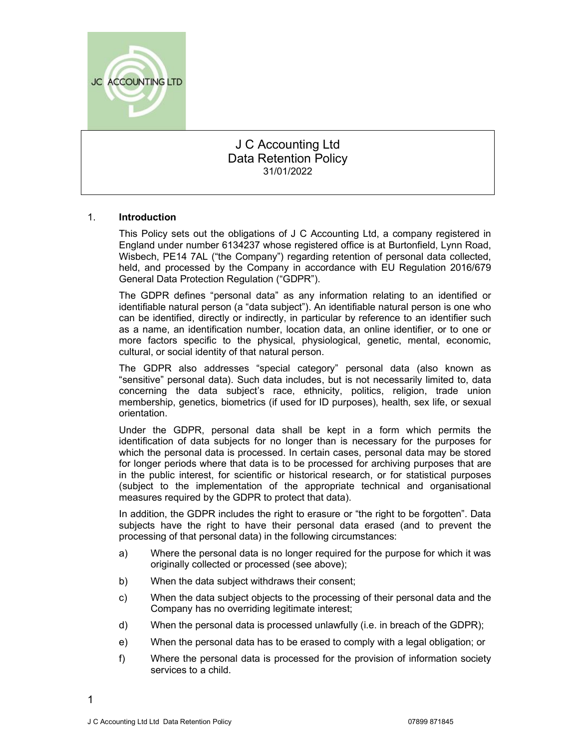# J C Accounting Ltd
## Data Retention Policy
31/01/2022

### 1. Introduction

This Policy sets out the obligations of J C Accounting Ltd, a company registered in England under number 6134237 whose registered office is at Burtonfield, Lynn Road, Wisbech, PE14 7AL ("the Company") regarding retention of personal data collected, held, and processed by the Company in accordance with EU Regulation 2016/679 General Data Protection Regulation ("GDPR").

The GDPR defines "personal data" as any information relating to an identified or identifiable natural person (a "data subject"). An identifiable natural person is one who can be identified, directly or indirectly, in particular by reference to an identifier such as a name, an identification number, location data, an online identifier, or to one or more factors specific to the physical, physiological, genetic, mental, economic, cultural, or social identity of that natural person.

The GDPR also addresses "special category" personal data (also known as "sensitive" personal data). Such data includes, but is not necessarily limited to, data concerning the data subject's race, ethnicity, politics, religion, trade union membership, genetics, biometrics (if used for ID purposes), health, sex life, or sexual orientation.

Under the GDPR, personal data shall be kept in a form which permits the identification of data subjects for no longer than is necessary for the purposes for which the personal data is processed. In certain cases, personal data may be stored for longer periods where that data is to be processed for archiving purposes that are in the public interest, for scientific or historical research, or for statistical purposes (subject to the implementation of the appropriate technical and organisational measures required by the GDPR to protect that data).

In addition, the GDPR includes the right to erasure or "the right to be forgotten". Data subjects have the right to have their personal data erased (and to prevent the processing of that personal data) in the following circumstances:

a) Where the personal data is no longer required for the purpose for which it was originally collected or processed (see above);

b) When the data subject withdraws their consent;

c) When the data subject objects to the processing of their personal data and the Company has no overriding legitimate interest;

d) When the personal data is processed unlawfully (i.e. in breach of the GDPR);

e) When the personal data has to be erased to comply with a legal obligation; or

f) Where the personal data is processed for the provision of information society services to a child.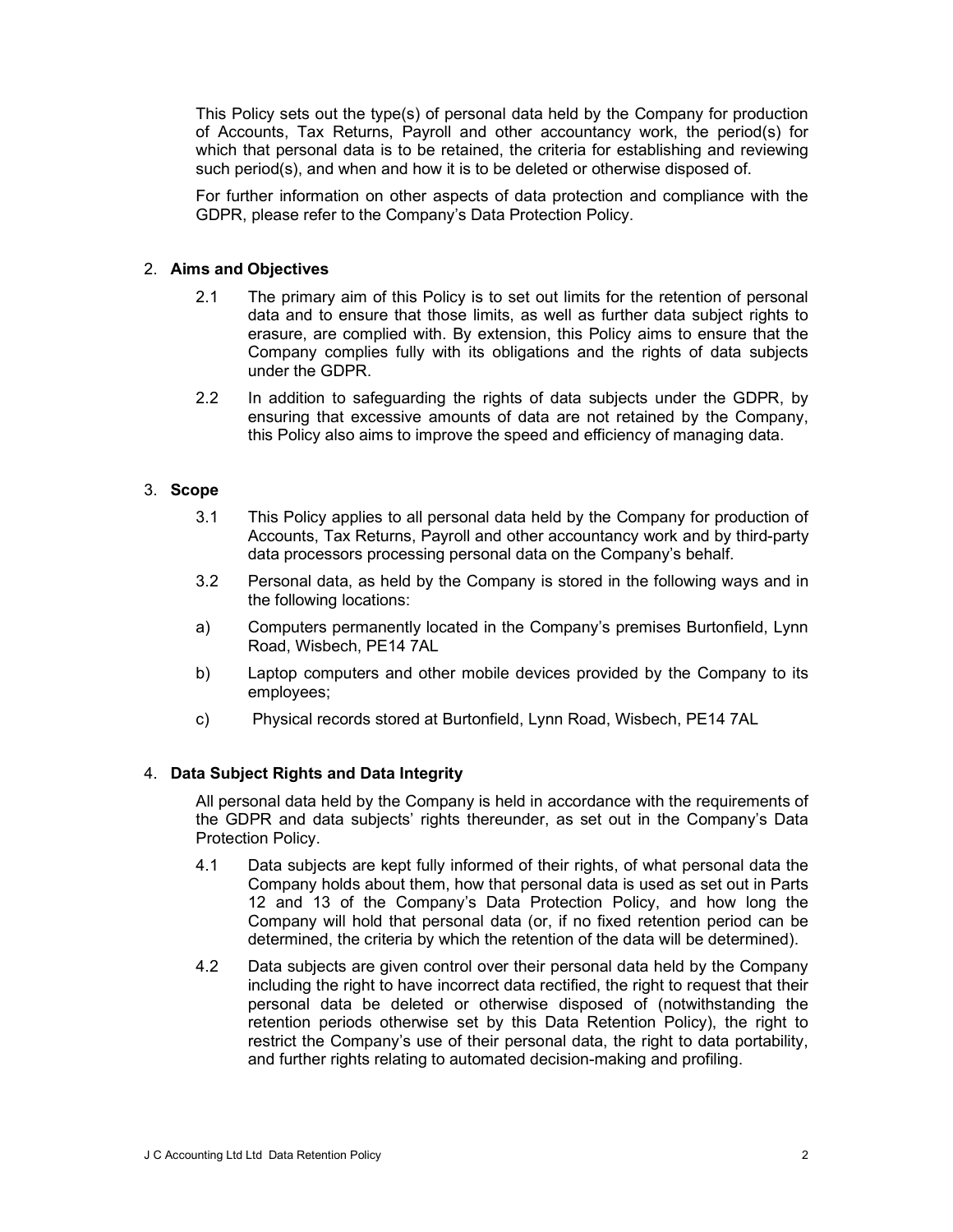This Policy sets out the type(s) of personal data held by the Company for production of Accounts, Tax Returns, Payroll and other accountancy work, the period(s) for which that personal data is to be retained, the criteria for establishing and reviewing such period(s), and when and how it is to be deleted or otherwise disposed of.

For further information on other aspects of data protection and compliance with the GDPR, please refer to the Company's Data Protection Policy.

## 2. Aims and Objectives

2.1 The primary aim of this Policy is to set out limits for the retention of personal data and to ensure that those limits, as well as further data subject rights to erasure, are complied with. By extension, this Policy aims to ensure that the Company complies fully with its obligations and the rights of data subjects under the GDPR.

2.2 In addition to safeguarding the rights of data subjects under the GDPR, by ensuring that excessive amounts of data are not retained by the Company, this Policy also aims to improve the speed and efficiency of managing data.

## 3. Scope

3.1 This Policy applies to all personal data held by the Company for production of Accounts, Tax Returns, Payroll and other accountancy work and by third-party data processors processing personal data on the Company's behalf.

3.2 Personal data, as held by the Company is stored in the following ways and in the following locations:

a) Computers permanently located in the Company's premises Burtonfield, Lynn Road, Wisbech, PE14 7AL

b) Laptop computers and other mobile devices provided by the Company to its employees;

c) Physical records stored at Burtonfield, Lynn Road, Wisbech, PE14 7AL

## 4. Data Subject Rights and Data Integrity

All personal data held by the Company is held in accordance with the requirements of the GDPR and data subjects' rights thereunder, as set out in the Company's Data Protection Policy.

4.1 Data subjects are kept fully informed of their rights, of what personal data the Company holds about them, how that personal data is used as set out in Parts 12 and 13 of the Company's Data Protection Policy, and how long the Company will hold that personal data (or, if no fixed retention period can be determined, the criteria by which the retention of the data will be determined).

4.2 Data subjects are given control over their personal data held by the Company including the right to have incorrect data rectified, the right to request that their personal data be deleted or otherwise disposed of (notwithstanding the retention periods otherwise set by this Data Retention Policy), the right to restrict the Company's use of their personal data, the right to data portability, and further rights relating to automated decision-making and profiling.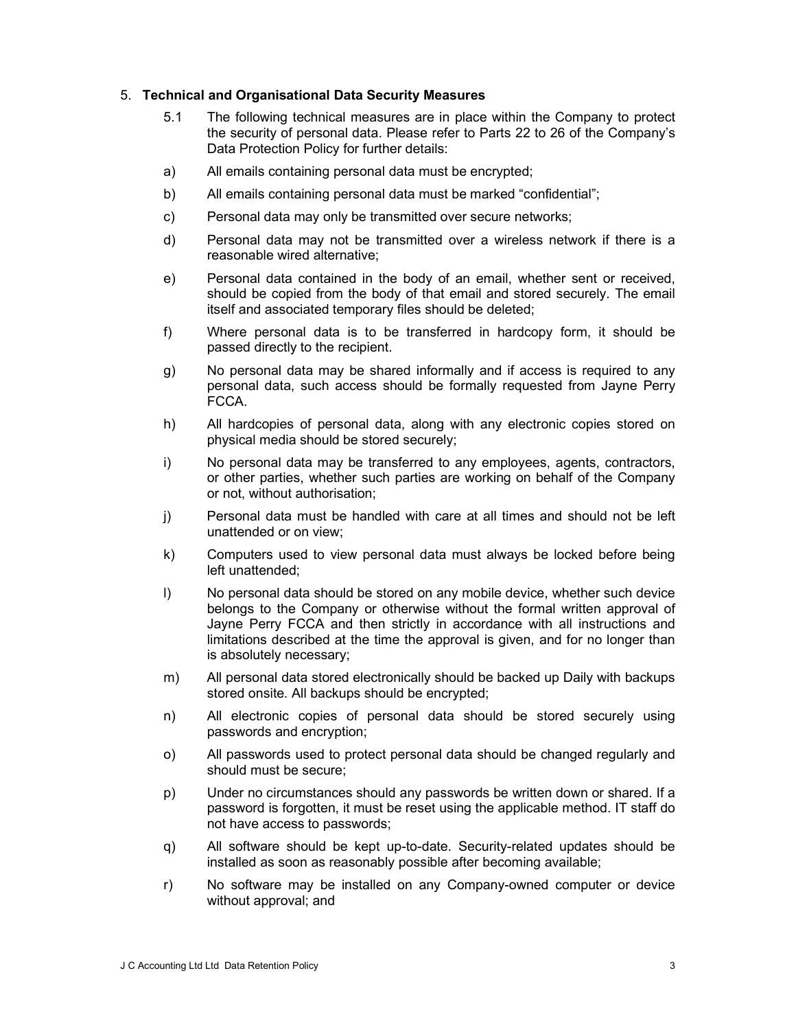5. **Technical and Organisational Data Security Measures**

5.1 The following technical measures are in place within the Company to protect the security of personal data. Please refer to Parts 22 to 26 of the Company's Data Protection Policy for further details:

a) All emails containing personal data must be encrypted;

b) All emails containing personal data must be marked "confidential";

c) Personal data may only be transmitted over secure networks;

d) Personal data may not be transmitted over a wireless network if there is a reasonable wired alternative;

e) Personal data contained in the body of an email, whether sent or received, should be copied from the body of that email and stored securely. The email itself and associated temporary files should be deleted;

f) Where personal data is to be transferred in hardcopy form, it should be passed directly to the recipient.

g) No personal data may be shared informally and if access is required to any personal data, such access should be formally requested from Jayne Perry FCCA.

h) All hardcopies of personal data, along with any electronic copies stored on physical media should be stored securely;

i) No personal data may be transferred to any employees, agents, contractors, or other parties, whether such parties are working on behalf of the Company or not, without authorisation;

j) Personal data must be handled with care at all times and should not be left unattended or on view;

k) Computers used to view personal data must always be locked before being left unattended;

l) No personal data should be stored on any mobile device, whether such device belongs to the Company or otherwise without the formal written approval of Jayne Perry FCCA and then strictly in accordance with all instructions and limitations described at the time the approval is given, and for no longer than is absolutely necessary;

m) All personal data stored electronically should be backed up Daily with backups stored onsite. All backups should be encrypted;

n) All electronic copies of personal data should be stored securely using passwords and encryption;

o) All passwords used to protect personal data should be changed regularly and should must be secure;

p) Under no circumstances should any passwords be written down or shared. If a password is forgotten, it must be reset using the applicable method. IT staff do not have access to passwords;

q) All software should be kept up-to-date. Security-related updates should be installed as soon as reasonably possible after becoming available;

r) No software may be installed on any Company-owned computer or device without approval; and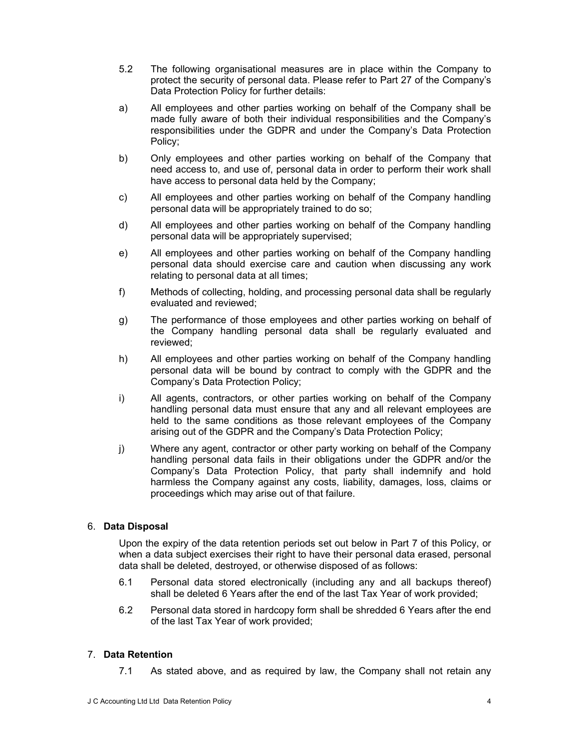5.2 The following organisational measures are in place within the Company to protect the security of personal data. Please refer to Part 27 of the Company's Data Protection Policy for further details:

a) All employees and other parties working on behalf of the Company shall be made fully aware of both their individual responsibilities and the Company's responsibilities under the GDPR and under the Company's Data Protection Policy;

b) Only employees and other parties working on behalf of the Company that need access to, and use of, personal data in order to perform their work shall have access to personal data held by the Company;

c) All employees and other parties working on behalf of the Company handling personal data will be appropriately trained to do so;

d) All employees and other parties working on behalf of the Company handling personal data will be appropriately supervised;

e) All employees and other parties working on behalf of the Company handling personal data should exercise care and caution when discussing any work relating to personal data at all times;

f) Methods of collecting, holding, and processing personal data shall be regularly evaluated and reviewed;

g) The performance of those employees and other parties working on behalf of the Company handling personal data shall be regularly evaluated and reviewed;

h) All employees and other parties working on behalf of the Company handling personal data will be bound by contract to comply with the GDPR and the Company's Data Protection Policy;

i) All agents, contractors, or other parties working on behalf of the Company handling personal data must ensure that any and all relevant employees are held to the same conditions as those relevant employees of the Company arising out of the GDPR and the Company's Data Protection Policy;

j) Where any agent, contractor or other party working on behalf of the Company handling personal data fails in their obligations under the GDPR and/or the Company's Data Protection Policy, that party shall indemnify and hold harmless the Company against any costs, liability, damages, loss, claims or proceedings which may arise out of that failure.

## 6. Data Disposal

Upon the expiry of the data retention periods set out below in Part 7 of this Policy, or when a data subject exercises their right to have their personal data erased, personal data shall be deleted, destroyed, or otherwise disposed of as follows:

6.1 Personal data stored electronically (including any and all backups thereof) shall be deleted 6 Years after the end of the last Tax Year of work provided;

6.2 Personal data stored in hardcopy form shall be shredded 6 Years after the end of the last Tax Year of work provided;

## 7. Data Retention

7.1 As stated above, and as required by law, the Company shall not retain any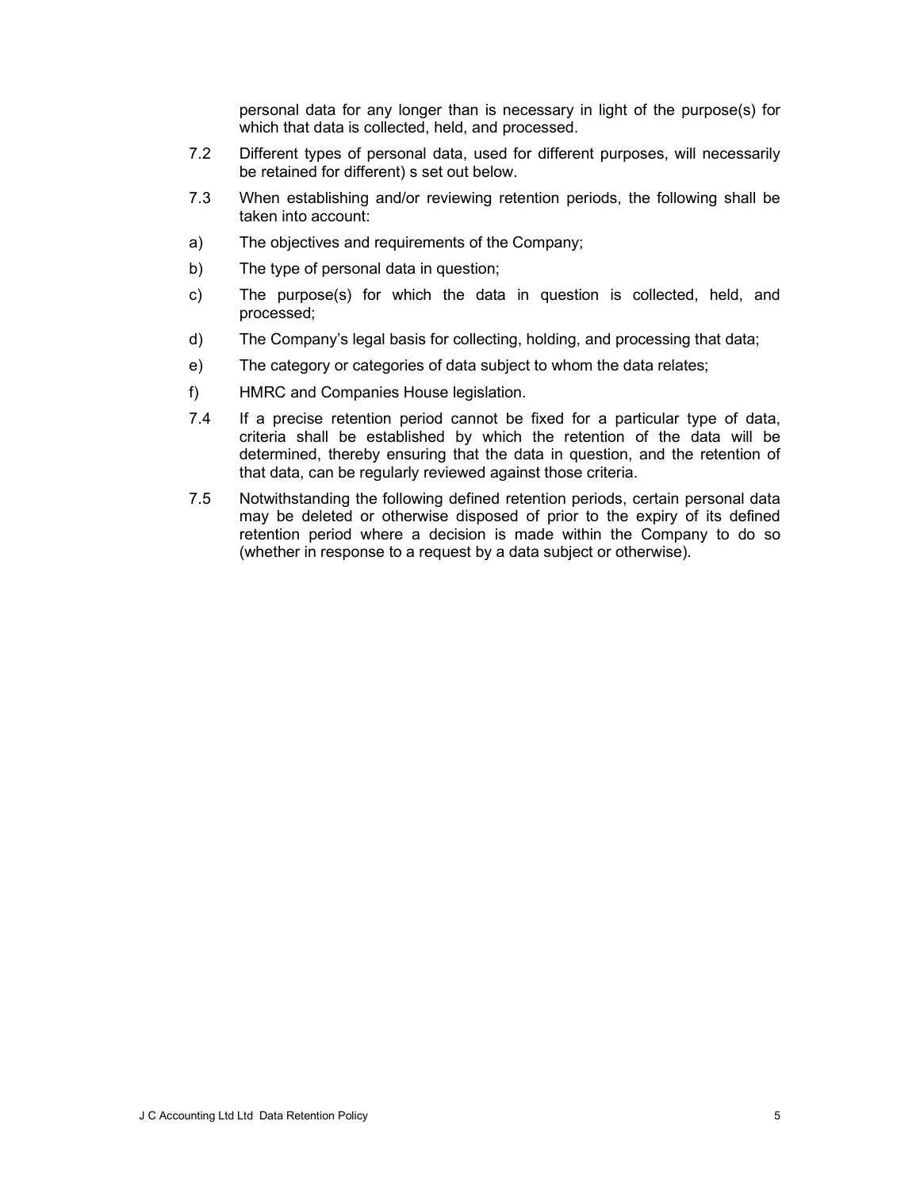personal data for any longer than is necessary in light of the purpose(s) for which that data is collected, held, and processed.

7.2 Different types of personal data, used for different purposes, will necessarily be retained for different) s set out below.

7.3 When establishing and/or reviewing retention periods, the following shall be taken into account:

a) The objectives and requirements of the Company;

b) The type of personal data in question;

c) The purpose(s) for which the data in question is collected, held, and processed;

d) The Company's legal basis for collecting, holding, and processing that data;

e) The category or categories of data subject to whom the data relates;

f) HMRC and Companies House legislation.

7.4 If a precise retention period cannot be fixed for a particular type of data, criteria shall be established by which the retention of the data will be determined, thereby ensuring that the data in question, and the retention of that data, can be regularly reviewed against those criteria.

7.5 Notwithstanding the following defined retention periods, certain personal data may be deleted or otherwise disposed of prior to the expiry of its defined retention period where a decision is made within the Company to do so (whether in response to a request by a data subject or otherwise).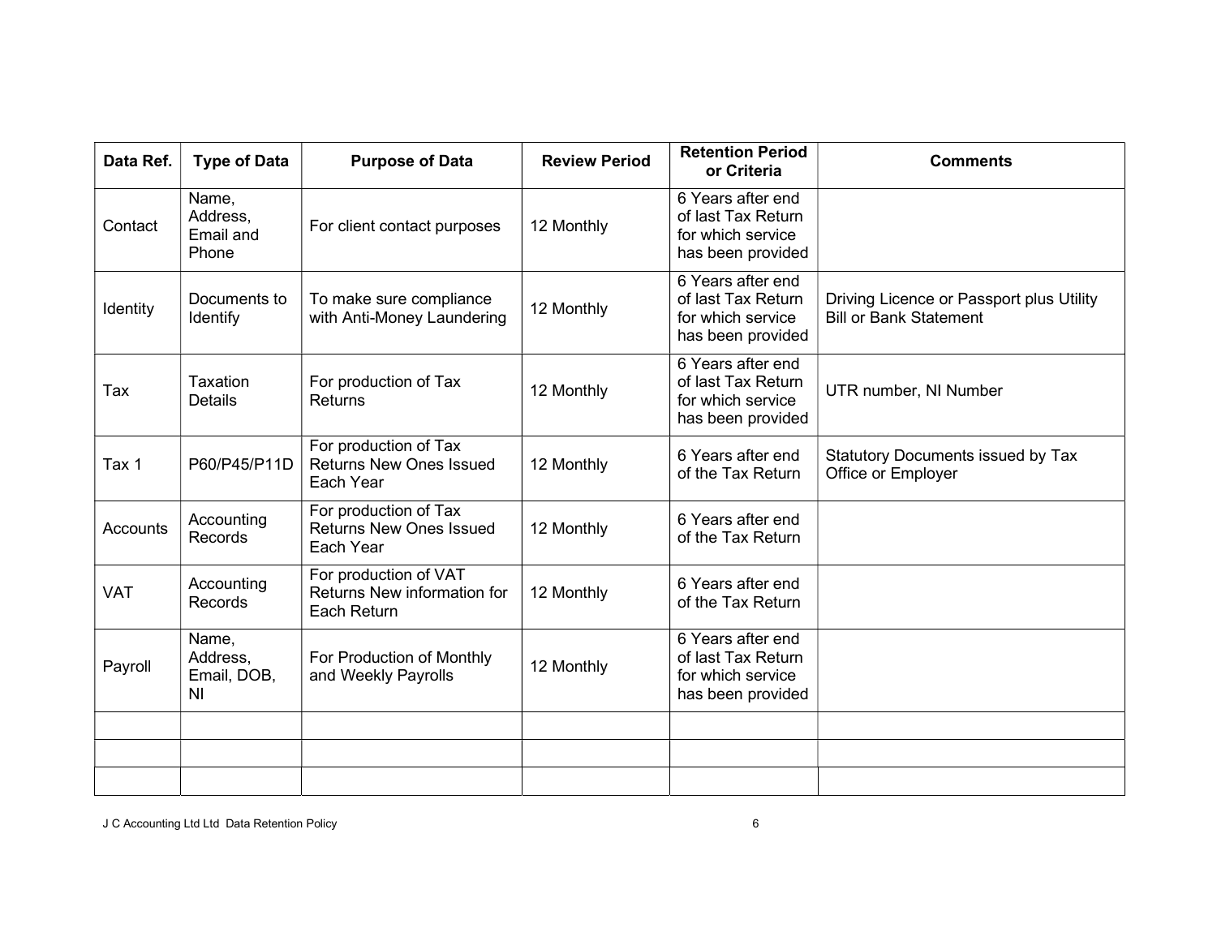| Data Ref. | Type of Data | Purpose of Data | Review Period | Retention Period or Criteria | Comments |
|---|---|---|---|---|---|
| Contact | Name, Address, Email and Phone | For client contact purposes | 12 Monthly | 6 Years after end of last Tax Return for which service has been provided | |
| Identity | Documents to Identify | To make sure compliance with Anti-Money Laundering | 12 Monthly | 6 Years after end of last Tax Return for which service has been provided | Driving Licence or Passport plus Utility Bill or Bank Statement |
| Tax | Taxation Details | For production of Tax Returns | 12 Monthly | 6 Years after end of last Tax Return for which service has been provided | UTR number, NI Number |
| Tax 1 | P60/P45/P11D | For production of Tax Returns New Ones Issued Each Year | 12 Monthly | 6 Years after end of the Tax Return | Statutory Documents issued by Tax Office or Employer |
| Accounts | Accounting Records | For production of Tax Returns New Ones Issued Each Year | 12 Monthly | 6 Years after end of the Tax Return | |
| VAT | Accounting Records | For production of VAT Returns New information for Each Return | 12 Monthly | 6 Years after end of the Tax Return | |
| Payroll | Name, Address, Email, DOB, NI | For Production of Monthly and Weekly Payrolls | 12 Monthly | 6 Years after end of last Tax Return for which service has been provided | |
| | | | | | |
| | | | | | |
| | | | | | |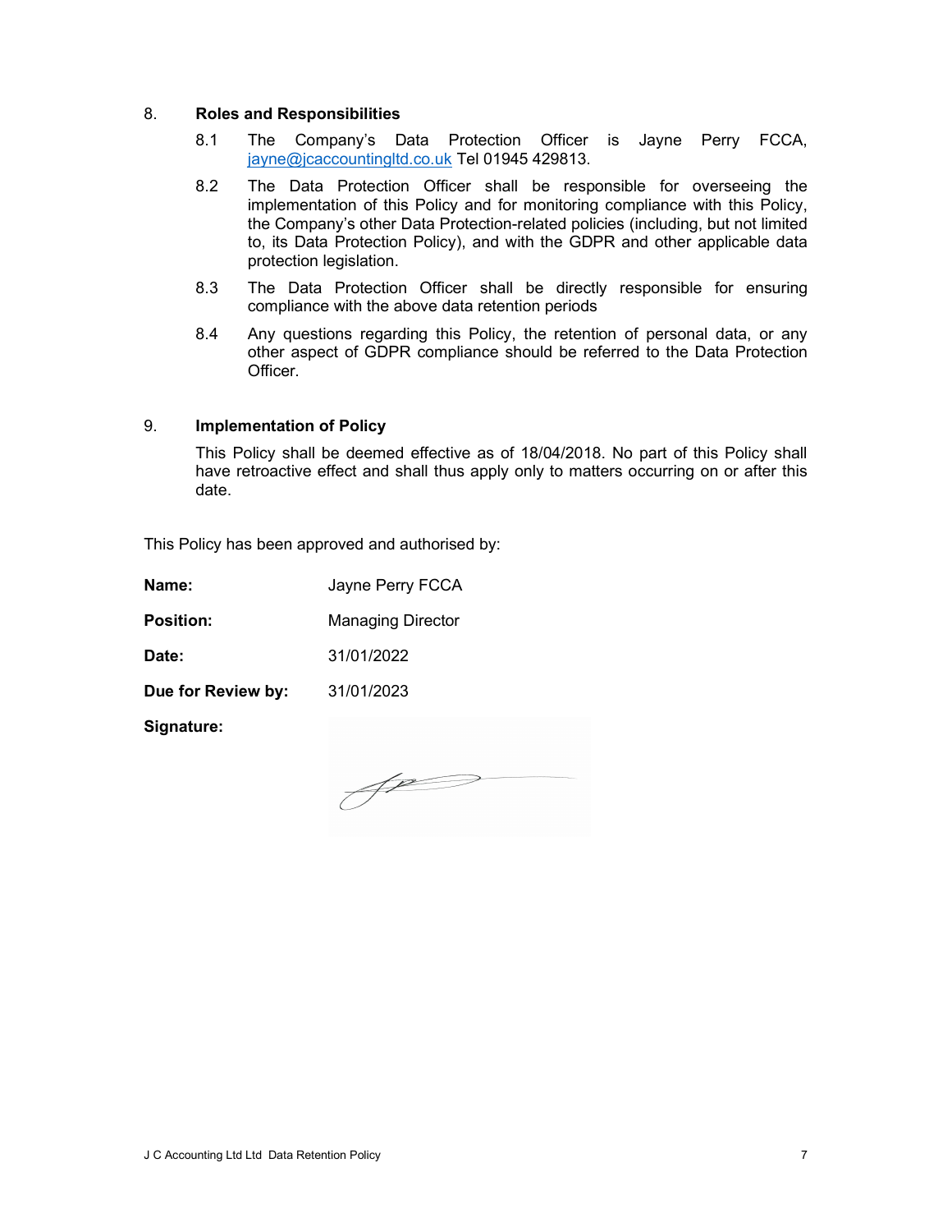## 8. Roles and Responsibilities

8.1 The Company's Data Protection Officer is Jayne Perry FCCA, jayne@jcaccountingltd.co.uk Tel 01945 429813.

8.2 The Data Protection Officer shall be responsible for overseeing the implementation of this Policy and for monitoring compliance with this Policy, the Company's other Data Protection-related policies (including, but not limited to, its Data Protection Policy), and with the GDPR and other applicable data protection legislation.

8.3 The Data Protection Officer shall be directly responsible for ensuring compliance with the above data retention periods

8.4 Any questions regarding this Policy, the retention of personal data, or any other aspect of GDPR compliance should be referred to the Data Protection Officer.

## 9. Implementation of Policy

This Policy shall be deemed effective as of 18/04/2018. No part of this Policy shall have retroactive effect and shall thus apply only to matters occurring on or after this date.

This Policy has been approved and authorised by:

**Name:** Jayne Perry FCCA

**Position:** Managing Director

**Date:** 31/01/2022

**Due for Review by:** 31/01/2023

**Signature:**